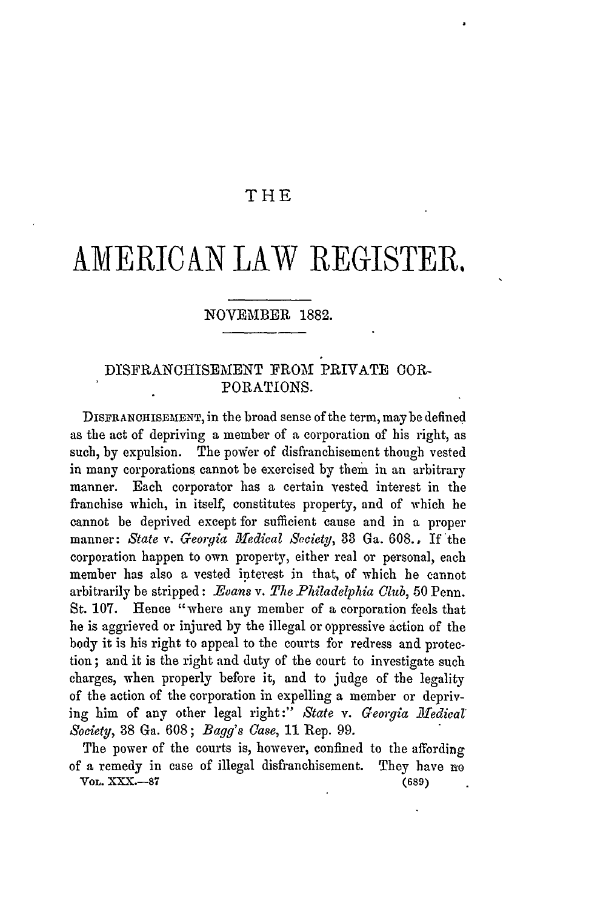# THE

# AMERICAN LAW REGISTER.

## NOVEMBER 1882.

### DISFRANCHISEMENT FROM PRIVATE CORPORATIONS.

DISFRANCHISEMENT, in the broad sense of the term, may be defined as the act of depriving a member of a corporation of his right, as such, by expulsion. The power of disfranchisement though vested in many corporations cannot be exercised by them in an arbitrary manner. Each corporator has a certain vested interest in the franchise which, in itself, constitutes property, and of which he cannot be deprived except for sufficient cause and in a proper manner: *State* v. *Georgia Medical Society*, 38 Ga. 608. If the corporation happen to own property, either real or personal, each member has also a vested interest in that, of which he cannot arbitrarily be stripped: *Evans* v. *The Philadelphia Club*, 50 Penn. St. 107. Hence "where any member of a corporation feels that he is aggrieved or injured by the illegal or oppressive action of the body it is his right to appeal to the courts for redress and protection; and it is the right and duty of the court to investigate such charges, when properly before it, and to judge of the legality of the action of the corporation in expelling a member or depriving him of any other legal right:" *State* v. *Georgia Medical Society*, 38 Ga. 608; *Bagg's Case*, 11 Rep. 99.

The power of the courts is, however, confined to the affording of a remedy in case of illegal disfranchisement. They have no

VOL. XXX.—87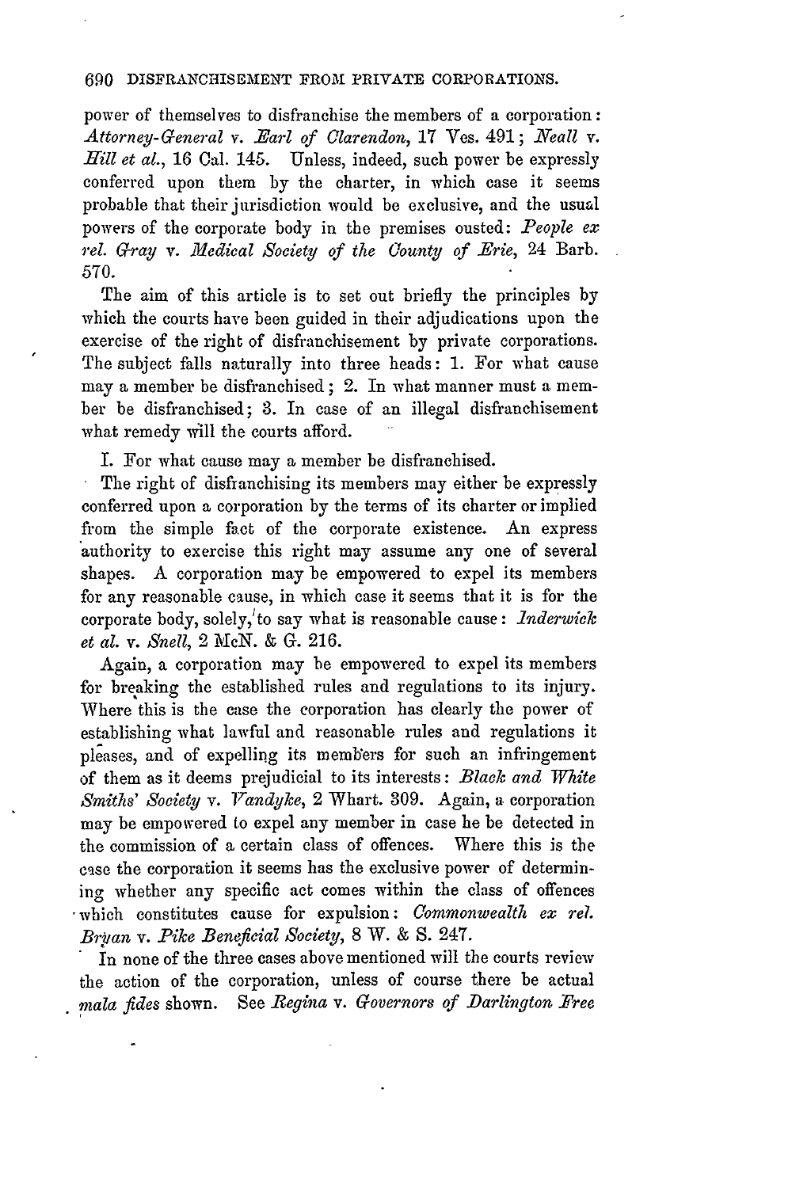power of themselves to disfranchise the members of a corporation: *Attorney-General* v. *Earl of Clarendon*, 17 Ves. 491; *Neall* v. *Hill et al.*, 16 Cal. 145. Unless, indeed, such power be expressly conferred upon them by the charter, in which case it seems probable that their jurisdiction would be exclusive, and the usual powers of the corporate body in the premises ousted: *People ex rel. Gray* v. *Medical Society of the County of Erie*, 24 Barb. 570.

The aim of this article is to set out briefly the principles by which the courts have been guided in their adjudications upon the exercise of the right of disfranchisement by private corporations. The subject falls naturally into three heads: 1. For what cause may a member be disfranchised; 2. In what manner must a member be disfranchised; 3. In case of an illegal disfranchisement what remedy will the courts afford.

I. For what cause may a member be disfranchised.

The right of disfranchising its members may either be expressly conferred upon a corporation by the terms of its charter or implied from the simple fact of the corporate existence. An express authority to exercise this right may assume any one of several shapes. A corporation may be empowered to expel its members for any reasonable cause, in which case it seems that it is for the corporate body, solely, to say what is reasonable cause: *Inderwick et al.* v. *Snell*, 2 McN. & G. 216.

Again, a corporation may be empowered to expel its members for breaking the established rules and regulations to its injury. Where this is the case the corporation has clearly the power of establishing what lawful and reasonable rules and regulations it pleases, and of expelling its members for such an infringement of them as it deems prejudicial to its interests: *Black and White Smiths' Society* v. *Vandyke*, 2 Whart. 309. Again, a corporation may be empowered to expel any member in case he be detected in the commission of a certain class of offences. Where this is the case the corporation it seems has the exclusive power of determining whether any specific act comes within the class of offences which constitutes cause for expulsion: *Commonwealth ex rel. Bryan* v. *Pike Beneficial Society*, 8 W. & S. 247.

In none of the three cases above mentioned will the courts review the action of the corporation, unless of course there be actual *mala fides* shown. See *Regina* v. *Governors of Darlington Free*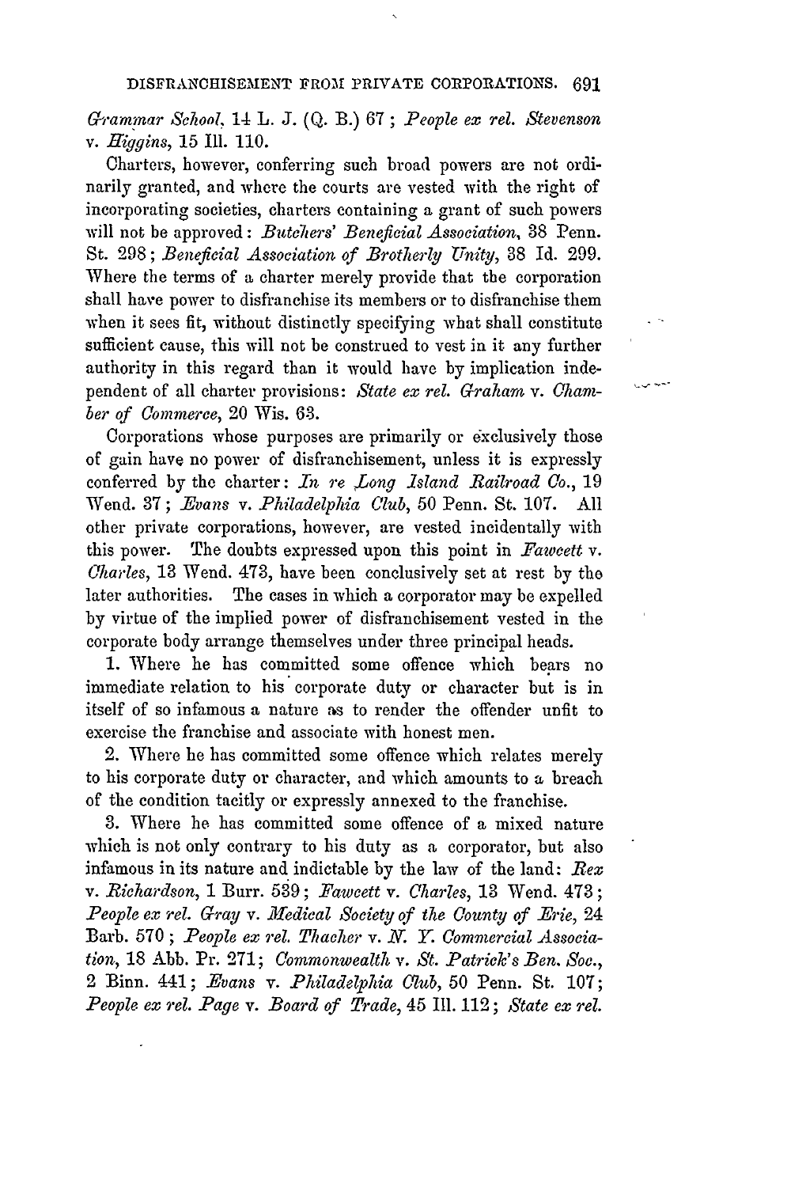*Grammar School*, 14 L. J. (Q. B.) 67; *People ex rel. Stevenson* v. *Higgins*, 15 Ill. 110.

Charters, however, conferring such broad powers are not ordinarily granted, and where the courts are vested with the right of incorporating societies, charters containing a grant of such powers will not be approved: *Butchers' Beneficial Association*, 38 Penn. St. 298; *Beneficial Association of Brotherly Unity*, 38 Id. 299. Where the terms of a charter merely provide that the corporation shall have power to disfranchise its members or to disfranchise them when it sees fit, without distinctly specifying what shall constitute sufficient cause, this will not be construed to vest in it any further authority in this regard than it would have by implication independent of all charter provisions: *State ex rel. Graham* v. *Chamber of Commerce*, 20 Wis. 63.

Corporations whose purposes are primarily or exclusively those of gain have no power of disfranchisement, unless it is expressly conferred by the charter: *In re Long Island Railroad Co.*, 19 Wend. 37; *Evans* v. *Philadelphia Club*, 50 Penn. St. 107. All other private corporations, however, are vested incidentally with this power. The doubts expressed upon this point in *Fawcett* v. *Charles*, 13 Wend. 473, have been conclusively set at rest by the later authorities. The cases in which a corporator may be expelled by virtue of the implied power of disfranchisement vested in the corporate body arrange themselves under three principal heads.

1. Where he has committed some offence which bears no immediate relation to his corporate duty or character but is in itself of so infamous a nature as to render the offender unfit to exercise the franchise and associate with honest men.

2. Where he has committed some offence which relates merely to his corporate duty or character, and which amounts to a breach of the condition tacitly or expressly annexed to the franchise.

3. Where he has committed some offence of a mixed nature which is not only contrary to his duty as a corporator, but also infamous in its nature and indictable by the law of the land: *Rex* v. *Richardson*, 1 Burr. 539; *Fawcett* v. *Charles*, 13 Wend. 473; *People ex rel. Gray* v. *Medical Society of the County of Erie*, 24 Barb. 570; *People ex rel. Thacher* v. *N. Y. Commercial Association*, 18 Abb. Pr. 271; *Commonwealth* v. *St. Patrick's Ben. Soc.*, 2 Binn. 441; *Evans* v. *Philadelphia Club*, 50 Penn. St. 107; *People ex rel. Page* v. *Board of Trade*, 45 Ill. 112; *State ex rel.*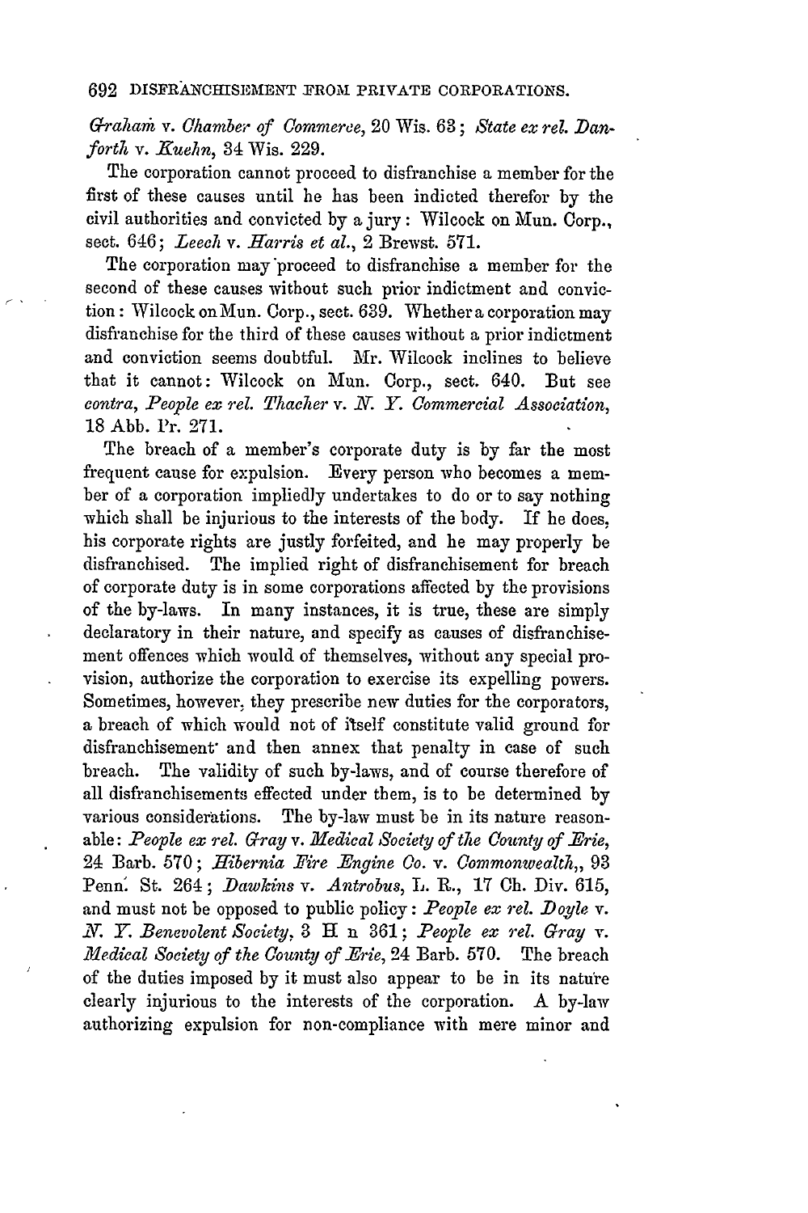*Graham* v. *Chamber of Commerce*, 20 Wis. 63; *State ex rel. Danforth* v. *Kuehn*, 34 Wis. 229.

The corporation cannot proceed to disfranchise a member for the first of these causes until he has been indicted therefor by the civil authorities and convicted by a jury: Wilcock on Mun. Corp., sect. 646; *Leech* v. *Harris et al.*, 2 Brewst. 571.

The corporation may proceed to disfranchise a member for the second of these causes without such prior indictment and conviction: Wilcock on Mun. Corp., sect. 639. Whether a corporation may disfranchise for the third of these causes without a prior indictment and conviction seems doubtful. Mr. Wilcock inclines to believe that it cannot: Wilcock on Mun. Corp., sect. 640. But see *contra*, *People ex rel. Thacher* v. *N. Y. Commercial Association*, 18 Abb. Pr. 271.

The breach of a member's corporate duty is by far the most frequent cause for expulsion. Every person who becomes a member of a corporation impliedly undertakes to do or to say nothing which shall be injurious to the interests of the body. If he does, his corporate rights are justly forfeited, and he may properly be disfranchised. The implied right of disfranchisement for breach of corporate duty is in some corporations affected by the provisions of the by-laws. In many instances, it is true, these are simply declaratory in their nature, and specify as causes of disfranchisement offences which would of themselves, without any special provision, authorize the corporation to exercise its expelling powers. Sometimes, however, they prescribe new duties for the corporators, a breach of which would not of itself constitute valid ground for disfranchisement and then annex that penalty in case of such breach. The validity of such by-laws, and of course therefore of all disfranchisements effected under them, is to be determined by various considerations. The by-law must be in its nature reasonable: *People ex rel. Gray* v. *Medical Society of the County of Erie*, 24 Barb. 570; *Hibernia Fire Engine Co.* v. *Commonwealth*, 93 Penn. St. 264; *Dawkins* v. *Antrobus*, L. R., 17 Ch. Div. 615, and must not be opposed to public policy: *People ex rel. Doyle* v. *N. Y. Benevolent Society*, 3 H n 361; *People ex rel. Gray* v. *Medical Society of the County of Erie*, 24 Barb. 570. The breach of the duties imposed by it must also appear to be in its nature clearly injurious to the interests of the corporation. A by-law authorizing expulsion for non-compliance with mere minor and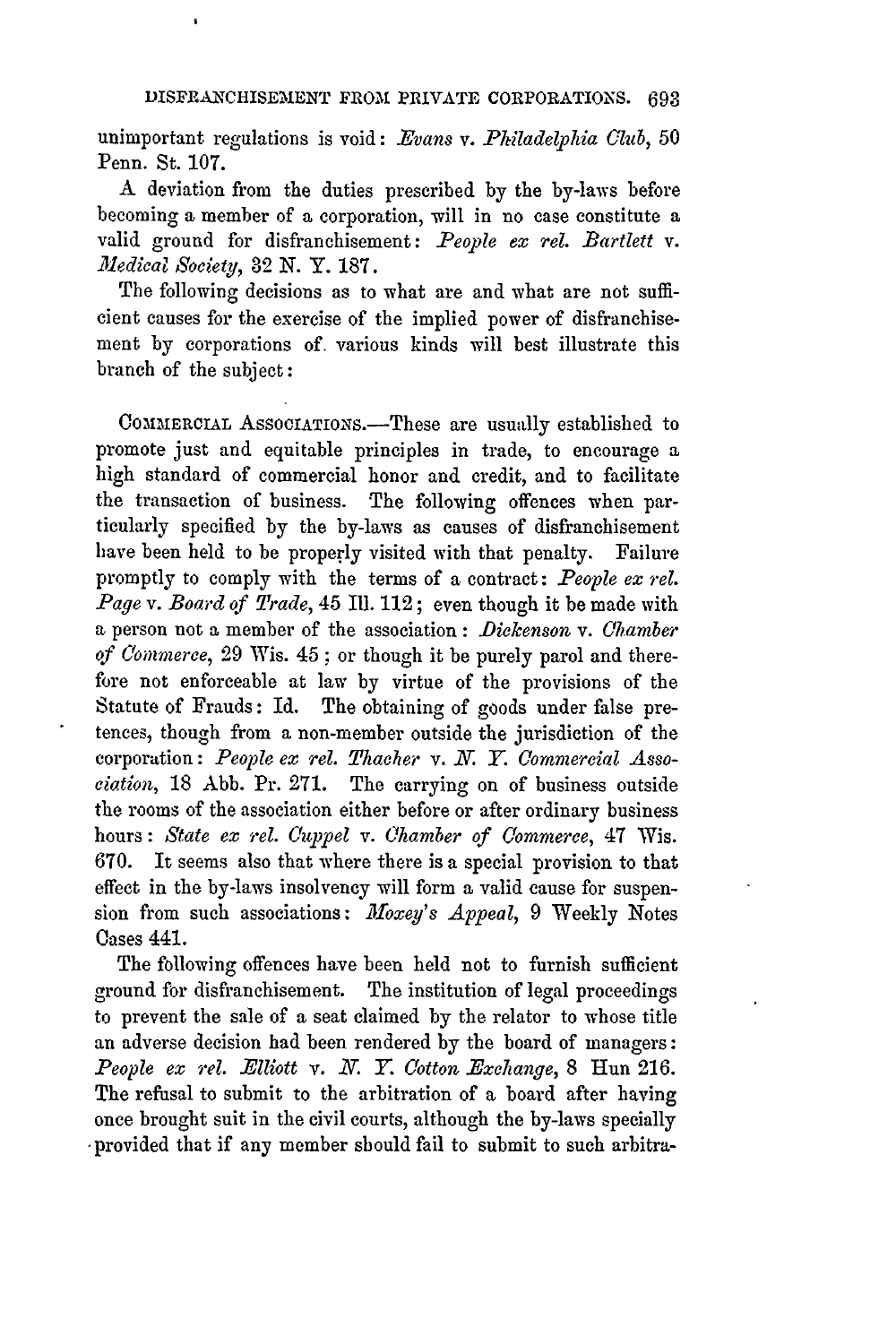unimportant regulations is void: *Evans* v. *Philadelphia Club*, 50 Penn. St. 107.

A deviation from the duties prescribed by the by-laws before becoming a member of a corporation, will in no case constitute a valid ground for disfranchisement: *People ex rel. Bartlett* v. *Medical Society*, 32 N. Y. 187.

The following decisions as to what are and what are not sufficient causes for the exercise of the implied power of disfranchisement by corporations of various kinds will best illustrate this branch of the subject:

COMMERCIAL ASSOCIATIONS.—These are usually established to promote just and equitable principles in trade, to encourage a high standard of commercial honor and credit, and to facilitate the transaction of business. The following offences when particularly specified by the by-laws as causes of disfranchisement have been held to be properly visited with that penalty. Failure promptly to comply with the terms of a contract: *People ex rel. Page* v. *Board of Trade*, 45 Ill. 112; even though it be made with a person not a member of the association: *Dickenson* v. *Chamber of Commerce*, 29 Wis. 45; or though it be purely parol and therefore not enforceable at law by virtue of the provisions of the Statute of Frauds: Id. The obtaining of goods under false pretences, though from a non-member outside the jurisdiction of the corporation: *People ex rel. Thacher* v. *N. Y. Commercial Association*, 18 Abb. Pr. 271. The carrying on of business outside the rooms of the association either before or after ordinary business hours: *State ex rel. Cuppel* v. *Chamber of Commerce*, 47 Wis. 670. It seems also that where there is a special provision to that effect in the by-laws insolvency will form a valid cause for suspension from such associations: *Moxey's Appeal*, 9 Weekly Notes Cases 441.

The following offences have been held not to furnish sufficient ground for disfranchisement. The institution of legal proceedings to prevent the sale of a seat claimed by the relator to whose title an adverse decision had been rendered by the board of managers: *People ex rel. Elliott* v. *N. Y. Cotton Exchange*, 8 Hun 216. The refusal to submit to the arbitration of a board after having once brought suit in the civil courts, although the by-laws specially provided that if any member should fail to submit to such arbitra-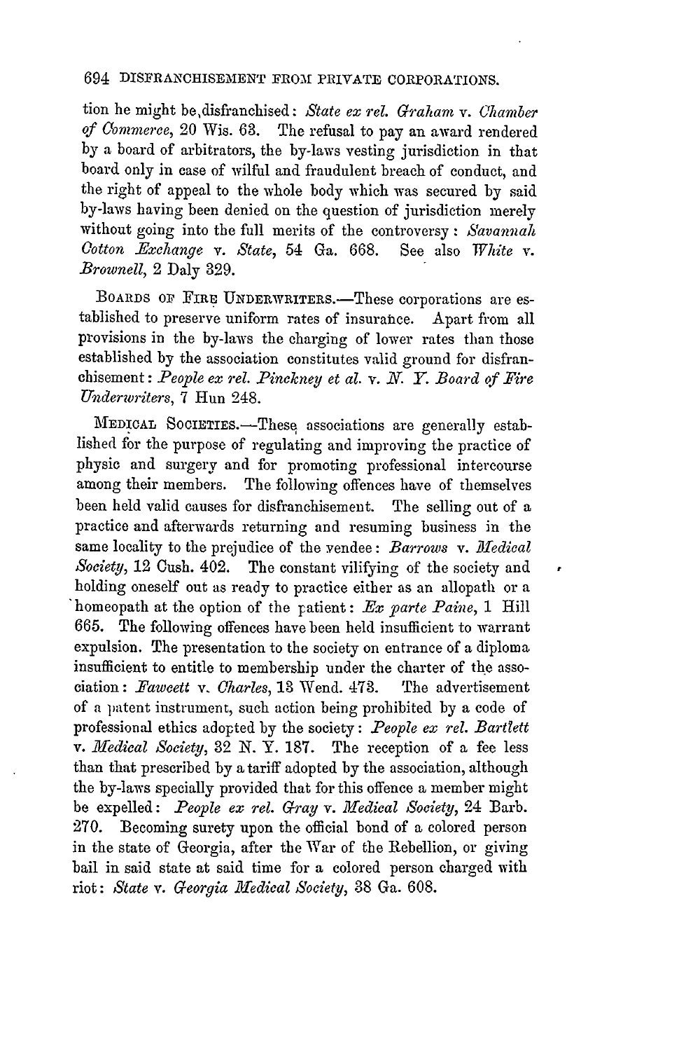tion he might be disfranchised: *State ex rel. Graham* v. *Chamber of Commerce*, 20 Wis. 63. The refusal to pay an award rendered by a board of arbitrators, the by-laws vesting jurisdiction in that board only in case of wilful and fraudulent breach of conduct, and the right of appeal to the whole body which was secured by said by-laws having been denied on the question of jurisdiction merely without going into the full merits of the controversy: *Savannah Cotton Exchange* v. *State*, 54 Ga. 668. See also *White* v. *Brownell*, 2 Daly 329.

BOARDS OF FIRE UNDERWRITERS.—These corporations are established to preserve uniform rates of insurance. Apart from all provisions in the by-laws the charging of lower rates than those established by the association constitutes valid ground for disfranchisement: *People ex rel. Pinckney et al.* v. *N. Y. Board of Fire Underwriters*, 7 Hun 248.

MEDICAL SOCIETIES.—These associations are generally established for the purpose of regulating and improving the practice of physic and surgery and for promoting professional intercourse among their members. The following offences have of themselves been held valid causes for disfranchisement. The selling out of a practice and afterwards returning and resuming business in the same locality to the prejudice of the vendee: *Barrows* v. *Medical Society*, 12 Cush. 402. The constant vilifying of the society and holding oneself out as ready to practice either as an allopath or a homeopath at the option of the patient: *Ex parte Paine*, 1 Hill 665. The following offences have been held insufficient to warrant expulsion. The presentation to the society on entrance of a diploma insufficient to entitle to membership under the charter of the association: *Fawcett* v. *Charles*, 13 Wend. 473. The advertisement of a patent instrument, such action being prohibited by a code of professional ethics adopted by the society: *People ex rel. Bartlett* v. *Medical Society*, 32 N. Y. 187. The reception of a fee less than that prescribed by a tariff adopted by the association, although the by-laws specially provided that for this offence a member might be expelled: *People ex rel. Gray* v. *Medical Society*, 24 Barb. 270. Becoming surety upon the official bond of a colored person in the state of Georgia, after the War of the Rebellion, or giving bail in said state at said time for a colored person charged with riot: *State* v. *Georgia Medical Society*, 38 Ga. 608.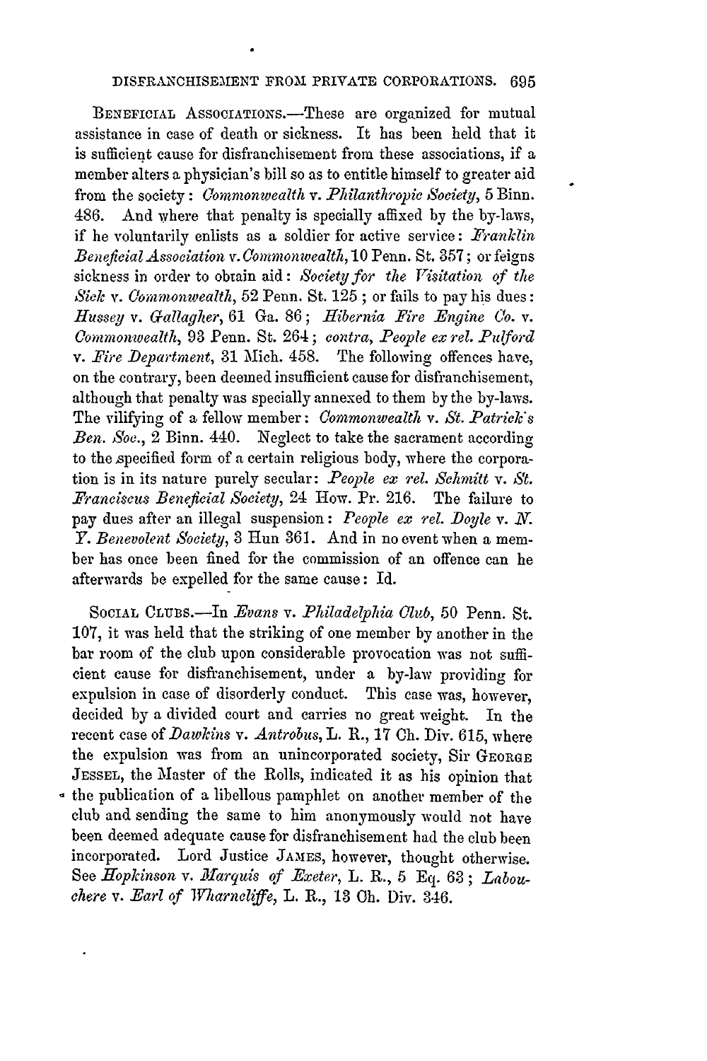BENEFICIAL ASSOCIATIONS.—These are organized for mutual assistance in case of death or sickness. It has been held that it is sufficient cause for disfranchisement from these associations, if a member alters a physician's bill so as to entitle himself to greater aid from the society: *Commonwealth* v. *Philanthropic Society*, 5 Binn. 486. And where that penalty is specially affixed by the by-laws, if he voluntarily enlists as a soldier for active service: *Franklin Beneficial Association* v. *Commonwealth*, 10 Penn. St. 357; or feigns sickness in order to obtain aid: *Society for the Visitation of the Sick* v. *Commonwealth*, 52 Penn. St. 125; or fails to pay his dues: *Hussey* v. *Gallagher*, 61 Ga. 86; *Hibernia Fire Engine Co.* v. *Commonwealth*, 93 Penn. St. 264; *contra*, *People ex rel. Pulford* v. *Fire Department*, 31 Mich. 458. The following offences have, on the contrary, been deemed insufficient cause for disfranchisement, although that penalty was specially annexed to them by the by-laws. The vilifying of a fellow member: *Commonwealth* v. *St. Patrick's Ben. Soc.*, 2 Binn. 440. Neglect to take the sacrament according to the specified form of a certain religious body, where the corporation is in its nature purely secular: *People ex rel. Schmitt* v. *St. Franciscus Beneficial Society*, 24 How. Pr. 216. The failure to pay dues after an illegal suspension: *People ex rel. Doyle* v. *N. Y. Benevolent Society*, 3 Hun 361. And in no event when a member has once been fined for the commission of an offence can he afterwards be expelled for the same cause: Id.

SOCIAL CLUBS.—In *Evans* v. *Philadelphia Club*, 50 Penn. St. 107, it was held that the striking of one member by another in the bar room of the club upon considerable provocation was not sufficient cause for disfranchisement, under a by-law providing for expulsion in case of disorderly conduct. This case was, however, decided by a divided court and carries no great weight. In the recent case of *Dawkins* v. *Antrobus*, L. R., 17 Ch. Div. 615, where the expulsion was from an unincorporated society, Sir GEORGE JESSEL, the Master of the Rolls, indicated it as his opinion that the publication of a libellous pamphlet on another member of the club and sending the same to him anonymously would not have been deemed adequate cause for disfranchisement had the club been incorporated. Lord Justice JAMES, however, thought otherwise. See *Hopkinson* v. *Marquis of Exeter*, L. R., 5 Eq. 63; *Labouchere* v. *Earl of Wharncliffe*, L. R., 13 Ch. Div. 346.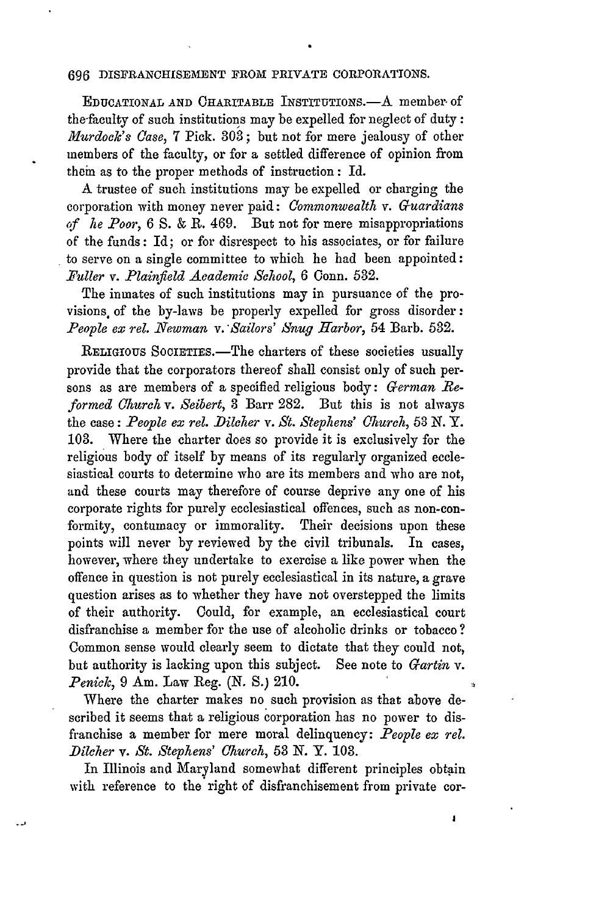EDUCATIONAL AND CHARITABLE INSTITUTIONS.—A member of the faculty of such institutions may be expelled for neglect of duty: *Murdock's Case*, 7 Pick. 303; but not for mere jealousy of other members of the faculty, or for a settled difference of opinion from them as to the proper methods of instruction: Id.

A trustee of such institutions may be expelled or charging the corporation with money never paid: *Commonwealth* v. *Guardians of he Poor*, 6 S. & R. 469. But not for mere misappropriations of the funds: Id; or for disrespect to his associates, or for failure to serve on a single committee to which he had been appointed: *Fuller* v. *Plainfield Academic School*, 6 Conn. 532.

The inmates of such institutions may in pursuance of the provisions of the by-laws be properly expelled for gross disorder: *People ex rel. Newman* v. *Sailors' Snug Harbor*, 54 Barb. 532.

RELIGIOUS SOCIETIES.—The charters of these societies usually provide that the corporators thereof shall consist only of such persons as are members of a specified religious body: *German Reformed Church* v. *Seibert*, 3 Barr 282. But this is not always the case: *People ex rel. Dilcher* v. *St. Stephens' Church*, 53 N. Y. 103. Where the charter does so provide it is exclusively for the religious body of itself by means of its regularly organized ecclesiastical courts to determine who are its members and who are not, and these courts may therefore of course deprive any one of his corporate rights for purely ecclesiastical offences, such as non-conformity, contumacy or immorality. Their decisions upon these points will never by reviewed by the civil tribunals. In cases, however, where they undertake to exercise a like power when the offence in question is not purely ecclesiastical in its nature, a grave question arises as to whether they have not overstepped the limits of their authority. Could, for example, an ecclesiastical court disfranchise a member for the use of alcoholic drinks or tobacco? Common sense would clearly seem to dictate that they could not, but authority is lacking upon this subject. See note to *Gartin* v. *Penick*, 9 Am. Law Reg. (N. S.) 210.

Where the charter makes no such provision as that above described it seems that a religious corporation has no power to disfranchise a member for mere moral delinquency: *People ex rel. Dilcher* v. *St. Stephens' Church*, 53 N. Y. 103.

In Illinois and Maryland somewhat different principles obtain with reference to the right of disfranchisement from private cor-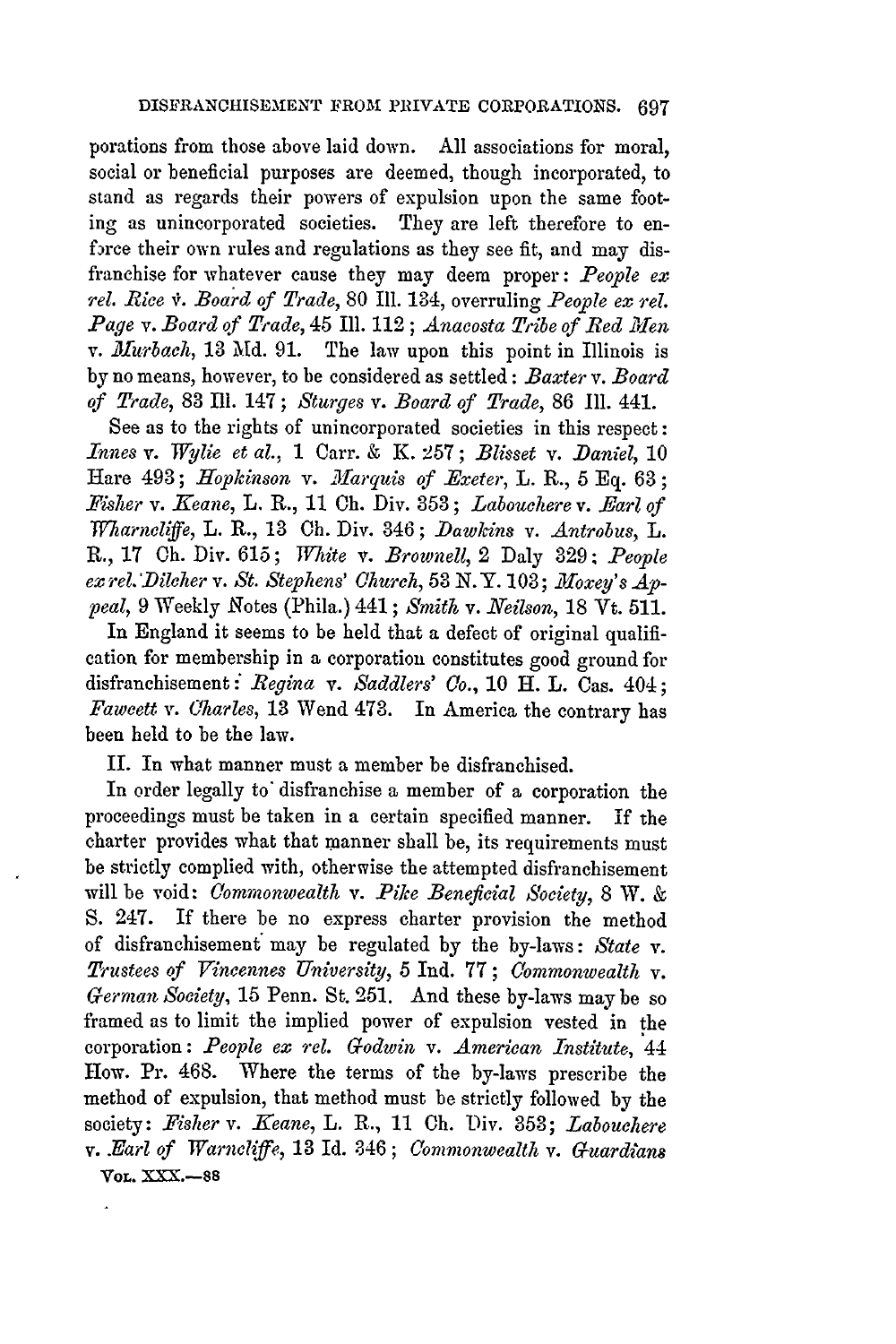porations from those above laid down. All associations for moral, social or beneficial purposes are deemed, though incorporated, to stand as regards their powers of expulsion upon the same footing as unincorporated societies. They are left therefore to enforce their own rules and regulations as they see fit, and may disfranchise for whatever cause they may deem proper: *People ex rel. Rice v. Board of Trade*, 80 Ill. 134, overruling *People ex rel. Page v. Board of Trade*, 45 Ill. 112; *Anacosta Tribe of Red Men v. Murbach*, 13 Md. 91. The law upon this point in Illinois is by no means, however, to be considered as settled: *Baxter v. Board of Trade*, 83 Ill. 147; *Sturges v. Board of Trade*, 86 Ill. 441.

See as to the rights of unincorporated societies in this respect: *Innes v. Wylie et al.*, 1 Carr. & K. 257; *Blisset v. Daniel*, 10 Hare 493; *Hopkinson v. Marquis of Exeter*, L. R., 5 Eq. 63; *Fisher v. Keane*, L. R., 11 Ch. Div. 353; *Labouchere v. Earl of Wharncliffe*, L. R., 13 Ch. Div. 346; *Dawkins v. Antrobus*, L. R., 17 Ch. Div. 615; *White v. Brownell*, 2 Daly 329; *People ex rel. Dilcher v. St. Stephens' Church*, 53 N.Y. 103; *Moxey's Appeal*, 9 Weekly Notes (Phila.) 441; *Smith v. Neilson*, 18 Vt. 511.

In England it seems to be held that a defect of original qualification for membership in a corporation constitutes good ground for disfranchisement: *Regina v. Saddlers' Co.*, 10 H. L. Cas. 404; *Fawcett v. Charles*, 13 Wend 473. In America the contrary has been held to be the law.

II. In what manner must a member be disfranchised.

In order legally to disfranchise a member of a corporation the proceedings must be taken in a certain specified manner. If the charter provides what that manner shall be, its requirements must be strictly complied with, otherwise the attempted disfranchisement will be void: *Commonwealth v. Pike Beneficial Society*, 8 W. & S. 247. If there be no express charter provision the method of disfranchisement may be regulated by the by-laws: *State v. Trustees of Vincennes University*, 5 Ind. 77; *Commonwealth v. German Society*, 15 Penn. St. 251. And these by-laws may be so framed as to limit the implied power of expulsion vested in the corporation: *People ex rel. Godwin v. American Institute*, 44 How. Pr. 468. Where the terms of the by-laws prescribe the method of expulsion, that method must be strictly followed by the society: *Fisher v. Keane*, L. R., 11 Ch. Div. 353; *Labouchere v. Earl of Warncliffe*, 13 Id. 346; *Commonwealth v. Guardians*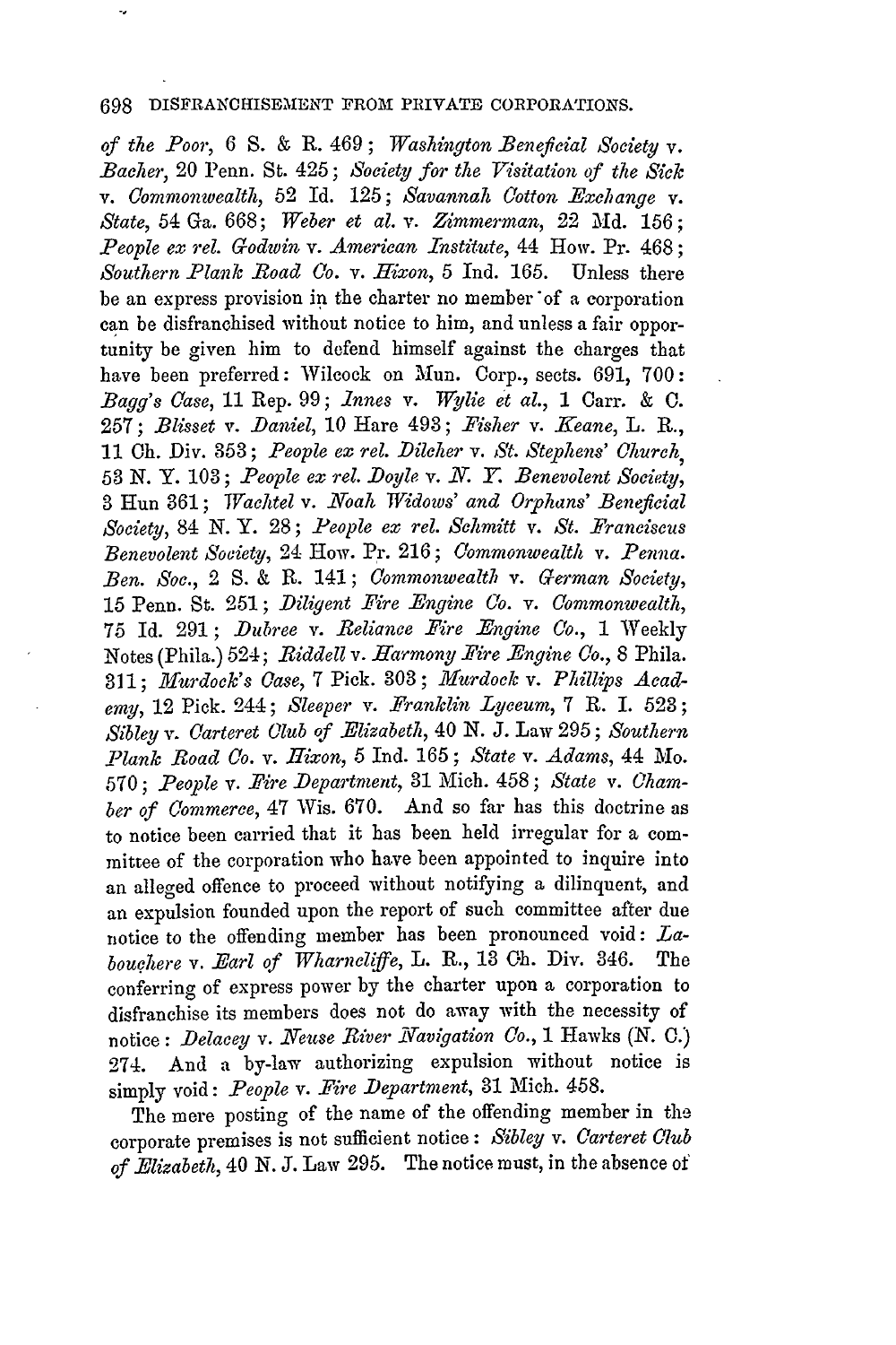*of the Poor*, 6 S. & R. 469; *Washington Beneficial Society* v. *Bacher*, 20 Penn. St. 425; *Society for the Visitation of the Sick* v. *Commonwealth*, 52 Id. 125; *Savannah Cotton Exchange* v. *State*, 54 Ga. 668; *Weber et al.* v. *Zimmerman*, 22 Md. 156; *People ex rel. Godwin* v. *American Institute*, 44 How. Pr. 468; *Southern Plank Road Co.* v. *Hixon*, 5 Ind. 165. Unless there be an express provision in the charter no member of a corporation can be disfranchised without notice to him, and unless a fair opportunity be given him to defend himself against the charges that have been preferred: Wilcock on Mun. Corp., sects. 691, 700: *Bagg's Case*, 11 Rep. 99; *Innes* v. *Wylie et al.*, 1 Carr. & C. 257; *Blisset* v. *Daniel*, 10 Hare 493; *Fisher* v. *Keane*, L. R., 11 Ch. Div. 353; *People ex rel. Dilcher* v. *St. Stephens' Church*, 53 N. Y. 103; *People ex rel. Doyle* v. *N. Y. Benevolent Society*, 3 Hun 361; *Wachtel* v. *Noah Widows' and Orphans' Beneficial Society*, 84 N. Y. 28; *People ex rel. Schmitt* v. *St. Franciscus Benevolent Society*, 24 How. Pr. 216; *Commonwealth* v. *Penna. Ben. Soc.*, 2 S. & R. 141; *Commonwealth* v. *German Society*, 15 Penn. St. 251; *Diligent Fire Engine Co.* v. *Commonwealth*, 75 Id. 291; *Dubree* v. *Reliance Fire Engine Co.*, 1 Weekly Notes (Phila.) 524; *Riddell* v. *Harmony Fire Engine Co.*, 8 Phila. 311; *Murdock's Case*, 7 Pick. 303; *Murdock* v. *Phillips Academy*, 12 Pick. 244; *Sleeper* v. *Franklin Lyceum*, 7 R. I. 523; *Sibley* v. *Carteret Club of Elizabeth*, 40 N. J. Law 295; *Southern Plank Road Co.* v. *Hixon*, 5 Ind. 165; *State* v. *Adams*, 44 Mo. 570; *People* v. *Fire Department*, 31 Mich. 458; *State* v. *Chamber of Commerce*, 47 Wis. 670. And so far has this doctrine as to notice been carried that it has been held irregular for a committee of the corporation who have been appointed to inquire into an alleged offence to proceed without notifying a dilinquent, and an expulsion founded upon the report of such committee after due notice to the offending member has been pronounced void: *Labouchere* v. *Earl of Wharncliffe*, L. R., 13 Ch. Div. 346. The conferring of express power by the charter upon a corporation to disfranchise its members does not do away with the necessity of notice: *Delacey* v. *Neuse River Navigation Co.*, 1 Hawks (N. C.) 274. And a by-law authorizing expulsion without notice is simply void: *People* v. *Fire Department*, 31 Mich. 458.

The mere posting of the name of the offending member in the corporate premises is not sufficient notice: *Sibley* v. *Carteret Club of Elizabeth*, 40 N. J. Law 295. The notice must, in the absence of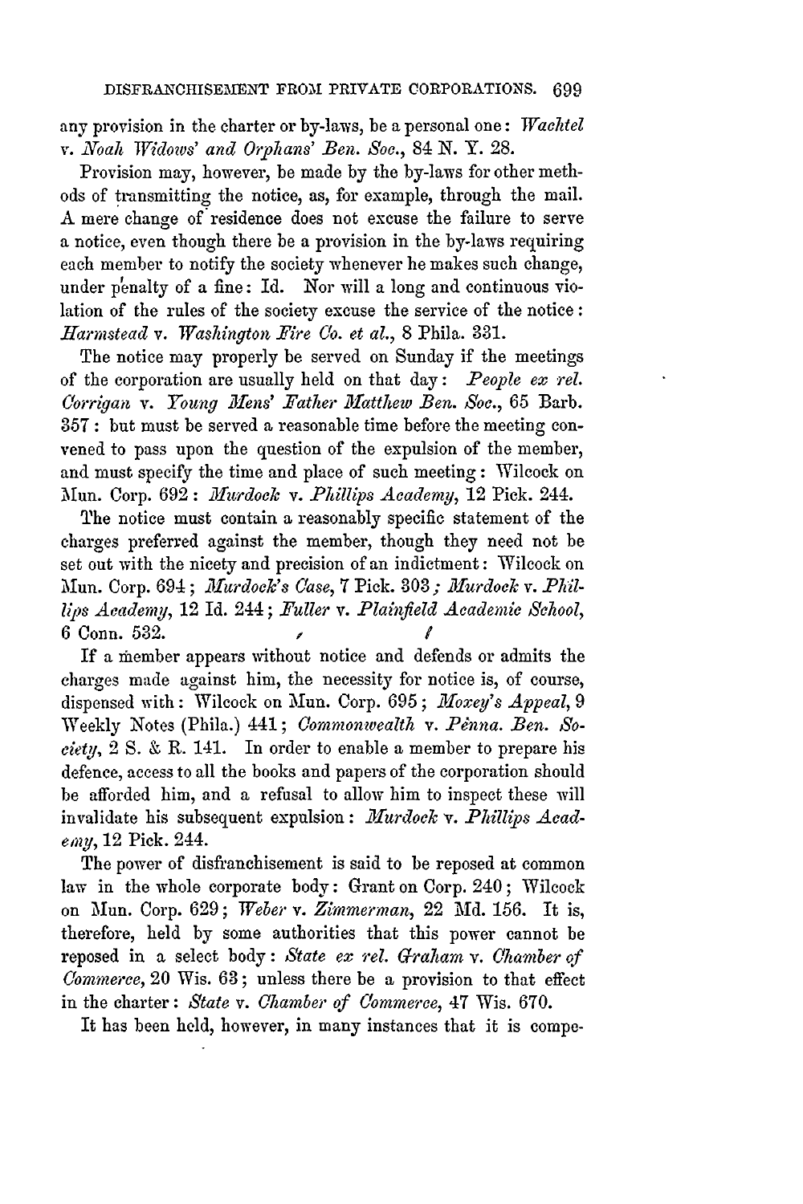any provision in the charter or by-laws, be a personal one: *Wachtel* v. *Noah Widows' and Orphans' Ben. Soc.*, 84 N. Y. 28.

Provision may, however, be made by the by-laws for other methods of transmitting the notice, as, for example, through the mail. A mere change of residence does not excuse the failure to serve a notice, even though there be a provision in the by-laws requiring each member to notify the society whenever he makes such change, under penalty of a fine: Id. Nor will a long and continuous violation of the rules of the society excuse the service of the notice: *Harmstead* v. *Washington Fire Co. et al.*, 8 Phila. 331.

The notice may properly be served on Sunday if the meetings of the corporation are usually held on that day: *People ex rel. Corrigan* v. *Young Mens' Father Matthew Ben. Soc.*, 65 Barb. 357: but must be served a reasonable time before the meeting convened to pass upon the question of the expulsion of the member, and must specify the time and place of such meeting: Wilcock on Mun. Corp. 692: *Murdock* v. *Phillips Academy*, 12 Pick. 244.

The notice must contain a reasonably specific statement of the charges preferred against the member, though they need not be set out with the nicety and precision of an indictment: Wilcock on Mun. Corp. 694; *Murdock's Case*, 7 Pick. 303; *Murdock* v. *Phillips Academy*, 12 Id. 244; *Fuller* v. *Plainfield Academic School*, 6 Conn. 532.

If a member appears without notice and defends or admits the charges made against him, the necessity for notice is, of course, dispensed with: Wilcock on Mun. Corp. 695; *Moxey's Appeal*, 9 Weekly Notes (Phila.) 441; *Commonwealth* v. *Penna. Ben. Society*, 2 S. & R. 141. In order to enable a member to prepare his defence, access to all the books and papers of the corporation should be afforded him, and a refusal to allow him to inspect these will invalidate his subsequent expulsion: *Murdock* v. *Phillips Academy*, 12 Pick. 244.

The power of disfranchisement is said to be reposed at common law in the whole corporate body: Grant on Corp. 240; Wilcock on Mun. Corp. 629; *Weber* v. *Zimmerman*, 22 Md. 156. It is, therefore, held by some authorities that this power cannot be reposed in a select body: *State ex rel. Graham* v. *Chamber of Commerce*, 20 Wis. 63; unless there be a provision to that effect in the charter: *State* v. *Chamber of Commerce*, 47 Wis. 670.

It has been held, however, in many instances that it is compe-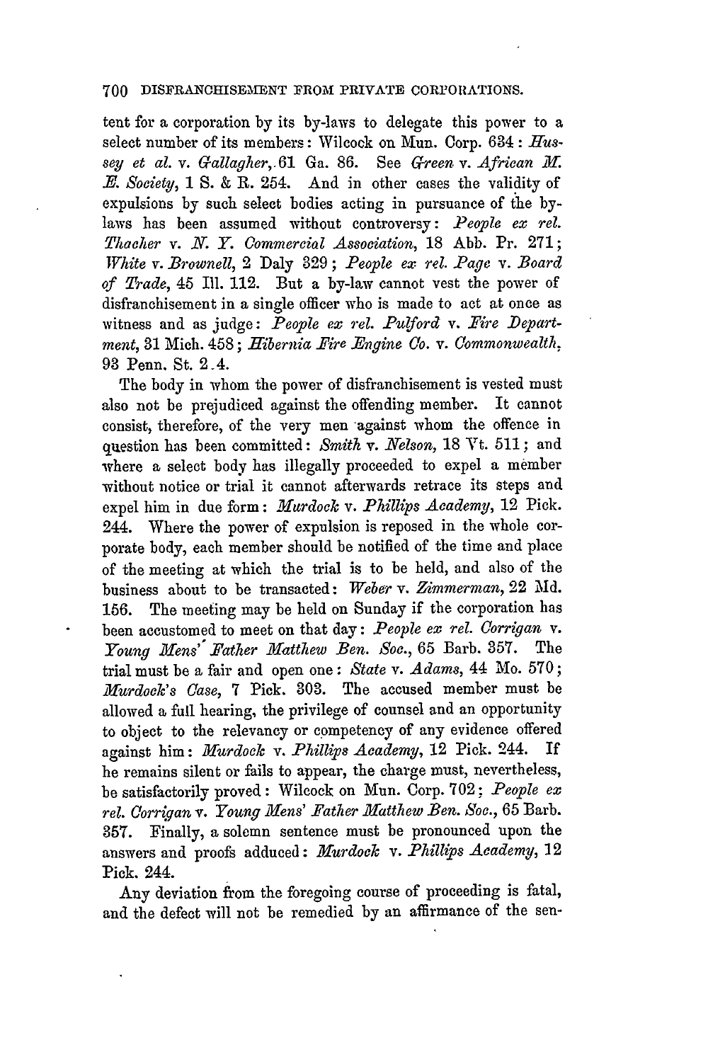tent for a corporation by its by-laws to delegate this power to a select number of its members: Wilcock on Mun. Corp. 634: *Hussey et al.* v. *Gallagher*, 61 Ga. 86. See *Green* v. *African M. E. Society*, 1 S. & R. 254. And in other cases the validity of expulsions by such select bodies acting in pursuance of the by-laws has been assumed without controversy: *People ex rel. Thacher* v. *N. Y. Commercial Association*, 18 Abb. Pr. 271; *White* v. *Brownell*, 2 Daly 329; *People ex rel. Page* v. *Board of Trade*, 45 Ill. 112. But a by-law cannot vest the power of disfranchisement in a single officer who is made to act at once as witness and as judge: *People ex rel. Pulford* v. *Fire Department*, 31 Mich. 458; *Hibernia Fire Engine Co.* v. *Commonwealth*, 93 Penn. St. 2.4.

The body in whom the power of disfranchisement is vested must also not be prejudiced against the offending member. It cannot consist, therefore, of the very men against whom the offence in question has been committed: *Smith* v. *Nelson*, 18 Vt. 511; and where a select body has illegally proceeded to expel a member without notice or trial it cannot afterwards retrace its steps and expel him in due form: *Murdock* v. *Phillips Academy*, 12 Pick. 244. Where the power of expulsion is reposed in the whole corporate body, each member should be notified of the time and place of the meeting at which the trial is to be held, and also of the business about to be transacted: *Weber* v. *Zimmerman*, 22 Md. 156. The meeting may be held on Sunday if the corporation has been accustomed to meet on that day: *People ex rel. Corrigan* v. *Young Mens' Father Matthew Ben. Soc.*, 65 Barb. 357. The trial must be a fair and open one: *State* v. *Adams*, 44 Mo. 570; *Murdock's Case*, 7 Pick. 303. The accused member must be allowed a full hearing, the privilege of counsel and an opportunity to object to the relevancy or competency of any evidence offered against him: *Murdock* v. *Phillips Academy*, 12 Pick. 244. If he remains silent or fails to appear, the charge must, nevertheless, be satisfactorily proved: Wilcock on Mun. Corp. 702; *People ex rel. Corrigan* v. *Young Mens' Father Matthew Ben. Soc.*, 65 Barb. 357. Finally, a solemn sentence must be pronounced upon the answers and proofs adduced: *Murdock* v. *Phillips Academy*, 12 Pick. 244.

Any deviation from the foregoing course of proceeding is fatal, and the defect will not be remedied by an affirmance of the sen-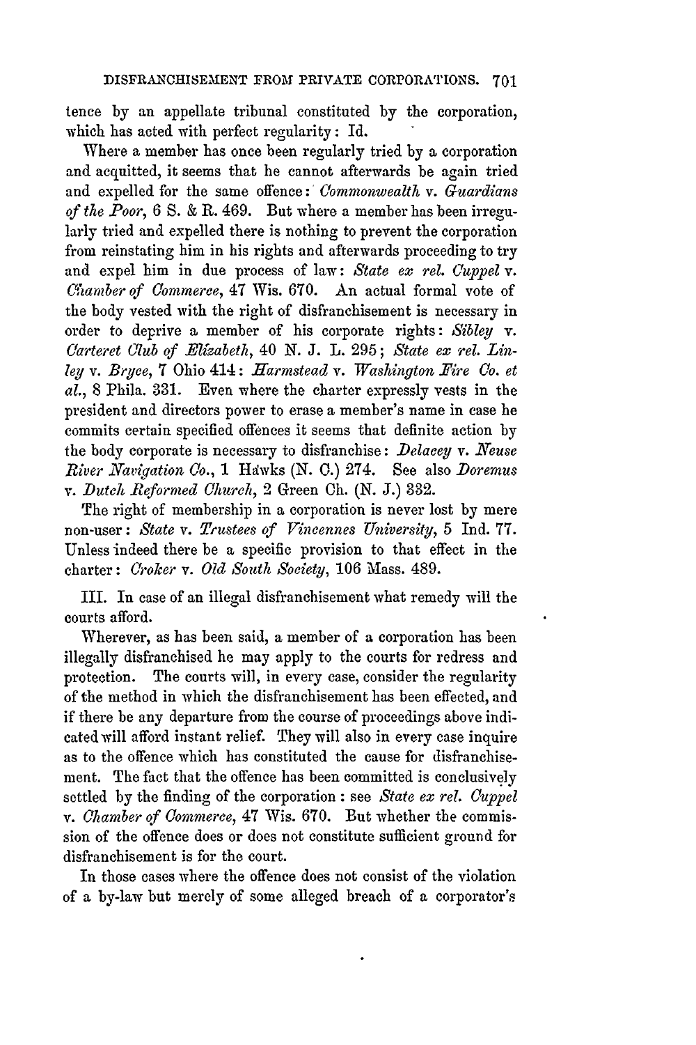tence by an appellate tribunal constituted by the corporation, which has acted with perfect regularity: Id.

Where a member has once been regularly tried by a corporation and acquitted, it seems that he cannot afterwards be again tried and expelled for the same offence: *Commonwealth* v. *Guardians of the Poor*, 6 S. & R. 469. But where a member has been irregularly tried and expelled there is nothing to prevent the corporation from reinstating him in his rights and afterwards proceeding to try and expel him in due process of law: *State ex rel. Cuppel* v. *Chamber of Commerce*, 47 Wis. 670. An actual formal vote of the body vested with the right of disfranchisement is necessary in order to deprive a member of his corporate rights: *Sibley* v. *Carteret Club of Elizabeth*, 40 N. J. L. 295; *State ex rel. Linley* v. *Bryce*, 7 Ohio 414: *Harmstead* v. *Washington Fire Co. et al.*, 8 Phila. 331. Even where the charter expressly vests in the president and directors power to erase a member's name in case he commits certain specified offences it seems that definite action by the body corporate is necessary to disfranchise: *Delacey* v. *Neuse River Navigation Co.*, 1 Hawks (N. C.) 274. See also *Doremus* v. *Dutch Reformed Church*, 2 Green Ch. (N. J.) 332.

The right of membership in a corporation is never lost by mere non-user: *State* v. *Trustees of Vincennes University*, 5 Ind. 77. Unless indeed there be a specific provision to that effect in the charter: *Croker* v. *Old South Society*, 106 Mass. 489.

III. In case of an illegal disfranchisement what remedy will the courts afford.

Wherever, as has been said, a member of a corporation has been illegally disfranchised he may apply to the courts for redress and protection. The courts will, in every case, consider the regularity of the method in which the disfranchisement has been effected, and if there be any departure from the course of proceedings above indicated will afford instant relief. They will also in every case inquire as to the offence which has constituted the cause for disfranchisement. The fact that the offence has been committed is conclusively settled by the finding of the corporation: see *State ex rel. Cuppel* v. *Chamber of Commerce*, 47 Wis. 670. But whether the commission of the offence does or does not constitute sufficient ground for disfranchisement is for the court.

In those cases where the offence does not consist of the violation of a by-law but merely of some alleged breach of a corporator's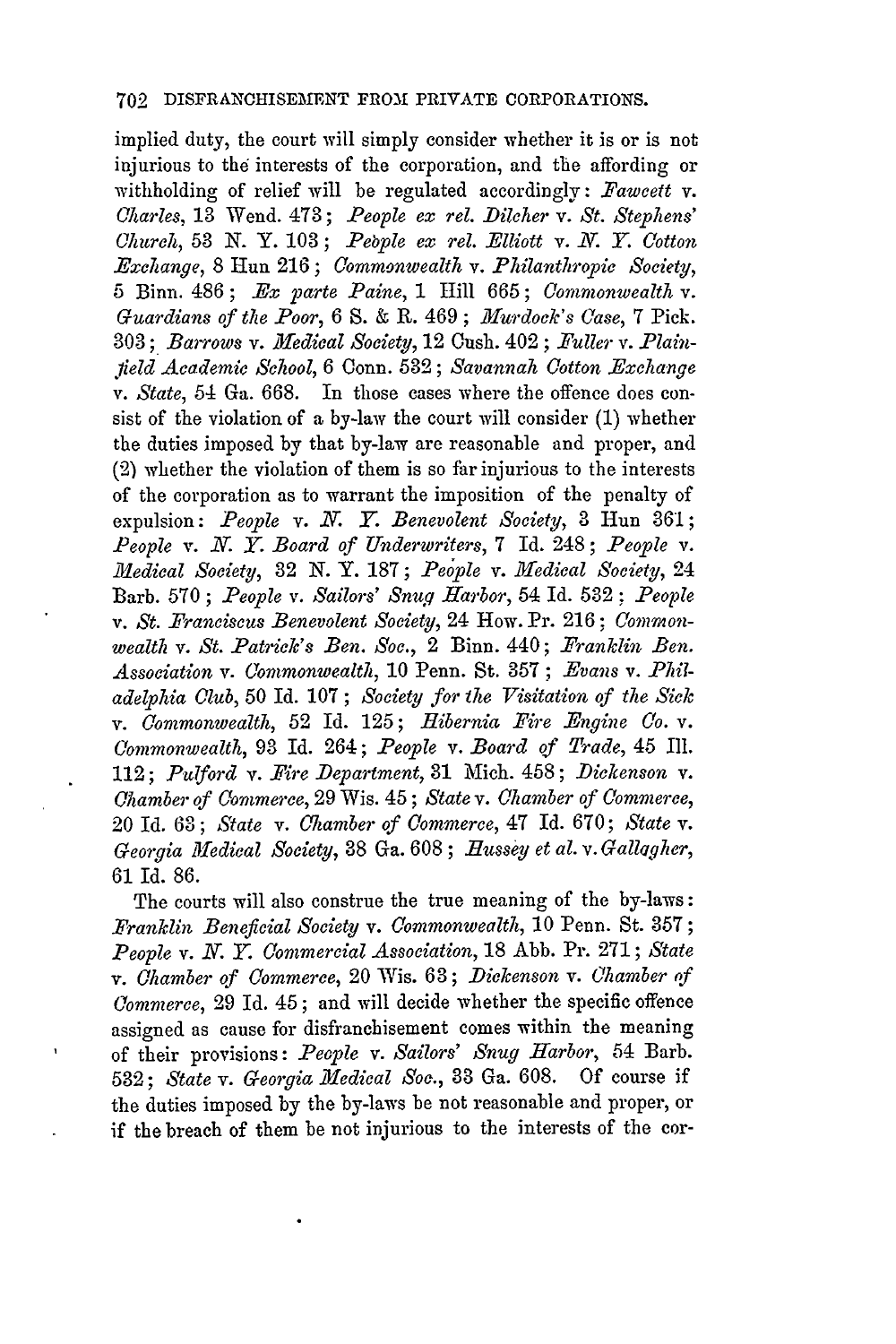implied duty, the court will simply consider whether it is or is not injurious to the interests of the corporation, and the affording or withholding of relief will be regulated accordingly: *Fawcett* v. *Charles*, 13 Wend. 473; *People ex rel. Dilcher* v. *St. Stephens' Church*, 53 N. Y. 103; *People ex rel. Elliott* v. *N. Y. Cotton Exchange*, 8 Hun 216; *Commonwealth* v. *Philanthropic Society*, 5 Binn. 486; *Ex parte Paine*, 1 Hill 665; *Commonwealth* v. *Guardians of the Poor*, 6 S. & R. 469; *Murdock's Case*, 7 Pick. 303; *Barrows* v. *Medical Society*, 12 Cush. 402; *Fuller* v. *Plainfield Academic School*, 6 Conn. 532; *Savannah Cotton Exchange* v. *State*, 54 Ga. 668. In those cases where the offence does consist of the violation of a by-law the court will consider (1) whether the duties imposed by that by-law are reasonable and proper, and (2) whether the violation of them is so far injurious to the interests of the corporation as to warrant the imposition of the penalty of expulsion: *People* v. *N. Y. Benevolent Society*, 3 Hun 361; *People* v. *N. Y. Board of Underwriters*, 7 Id. 248; *People* v. *Medical Society*, 32 N. Y. 187; *People* v. *Medical Society*, 24 Barb. 570; *People* v. *Sailors' Snug Harbor*, 54 Id. 532; *People* v. *St. Franciscus Benevolent Society*, 24 How. Pr. 216; *Commonwealth* v. *St. Patrick's Ben. Soc.*, 2 Binn. 440; *Franklin Ben. Association* v. *Commonwealth*, 10 Penn. St. 357; *Evans* v. *Philadelphia Club*, 50 Id. 107; *Society for the Visitation of the Sick* v. *Commonwealth*, 52 Id. 125; *Hibernia Fire Engine Co.* v. *Commonwealth*, 93 Id. 264; *People* v. *Board of Trade*, 45 Ill. 112; *Pulford* v. *Fire Department*, 31 Mich. 458; *Dickenson* v. *Chamber of Commerce*, 29 Wis. 45; *State* v. *Chamber of Commerce*, 20 Id. 63; *State* v. *Chamber of Commerce*, 47 Id. 670; *State* v. *Georgia Medical Society*, 38 Ga. 608; *Hussey et al.* v. *Gallagher*, 61 Id. 86.

The courts will also construe the true meaning of the by-laws: *Franklin Beneficial Society* v. *Commonwealth*, 10 Penn. St. 357; *People* v. *N. Y. Commercial Association*, 18 Abb. Pr. 271; *State* v. *Chamber of Commerce*, 20 Wis. 63; *Dickenson* v. *Chamber of Commerce*, 29 Id. 45; and will decide whether the specific offence assigned as cause for disfranchisement comes within the meaning of their provisions: *People* v. *Sailors' Snug Harbor*, 54 Barb. 532; *State* v. *Georgia Medical Soc.*, 33 Ga. 608. Of course if the duties imposed by the by-laws be not reasonable and proper, or if the breach of them be not injurious to the interests of the cor-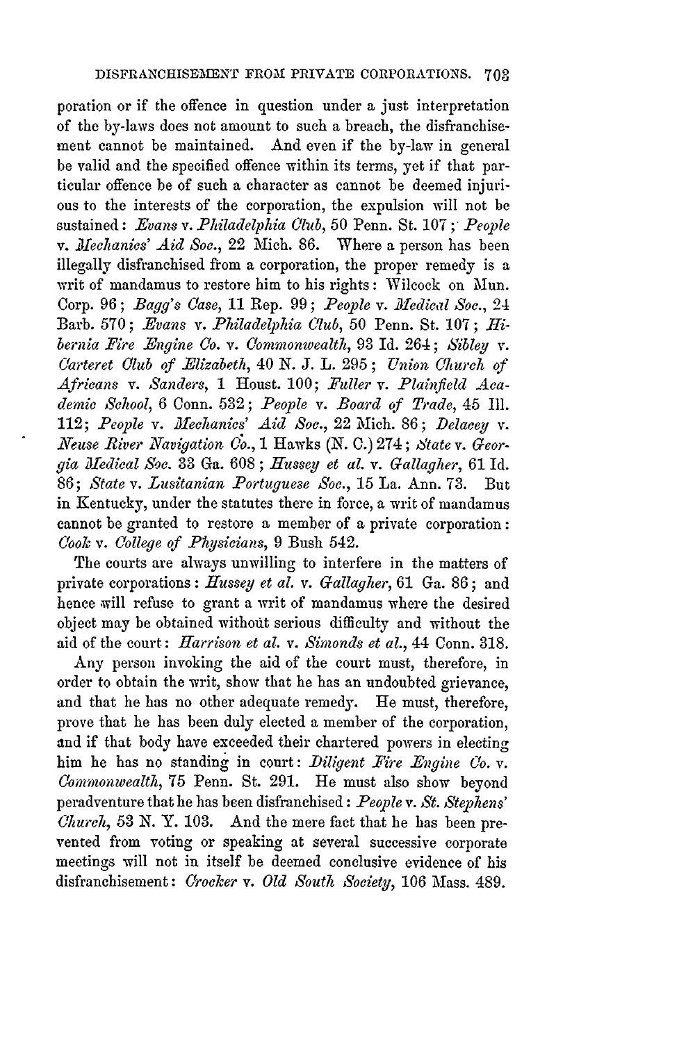poration or if the offence in question under a just interpretation of the by-laws does not amount to such a breach, the disfranchisement cannot be maintained. And even if the by-law in general be valid and the specified offence within its terms, yet if that particular offence be of such a character as cannot be deemed injurious to the interests of the corporation, the expulsion will not be sustained: *Evans* v. *Philadelphia Club*, 50 Penn. St. 107; *People* v. *Mechanics' Aid Soc.*, 22 Mich. 86. Where a person has been illegally disfranchised from a corporation, the proper remedy is a writ of mandamus to restore him to his rights: Wilcock on Mun. Corp. 96; *Bagg's Case*, 11 Rep. 99; *People* v. *Medical Soc.*, 24 Barb. 570; *Evans* v. *Philadelphia Club*, 50 Penn. St. 107; *Hibernia Fire Engine Co.* v. *Commonwealth*, 93 Id. 264; *Sibley* v. *Carteret Club of Elizabeth*, 40 N. J. L. 295; *Union Church of Africans* v. *Sanders*, 1 Houst. 100; *Fuller* v. *Plainfield Academic School*, 6 Conn. 532; *People* v. *Board of Trade*, 45 Ill. 112; *People* v. *Mechanics' Aid Soc.*, 22 Mich. 86; *Delacey* v. *Neuse River Navigation Co.*, 1 Hawks (N. C.) 274; *State* v. *Georgia Medical Soc.* 33 Ga. 608; *Hussey et al.* v. *Gallagher*, 61 Id. 86; *State* v. *Lusitanian Portuguese Soc.*, 15 La. Ann. 73. But in Kentucky, under the statutes there in force, a writ of mandamus cannot be granted to restore a member of a private corporation: *Cook* v. *College of Physicians*, 9 Bush 542.

The courts are always unwilling to interfere in the matters of private corporations: *Hussey et al.* v. *Gallagher*, 61 Ga. 86; and hence will refuse to grant a writ of mandamus where the desired object may be obtained without serious difficulty and without the aid of the court: *Harrison et al.* v. *Simonds et al.*, 44 Conn. 318.

Any person invoking the aid of the court must, therefore, in order to obtain the writ, show that he has an undoubted grievance, and that he has no other adequate remedy. He must, therefore, prove that he has been duly elected a member of the corporation, and if that body have exceeded their chartered powers in electing him he has no standing in court: *Diligent Fire Engine Co.* v. *Commonwealth*, 75 Penn. St. 291. He must also show beyond peradventure that he has been disfranchised: *People* v. *St. Stephens' Church*, 53 N. Y. 103. And the mere fact that he has been prevented from voting or speaking at several successive corporate meetings will not in itself be deemed conclusive evidence of his disfranchisement: *Crocker* v. *Old South Society*, 106 Mass. 489.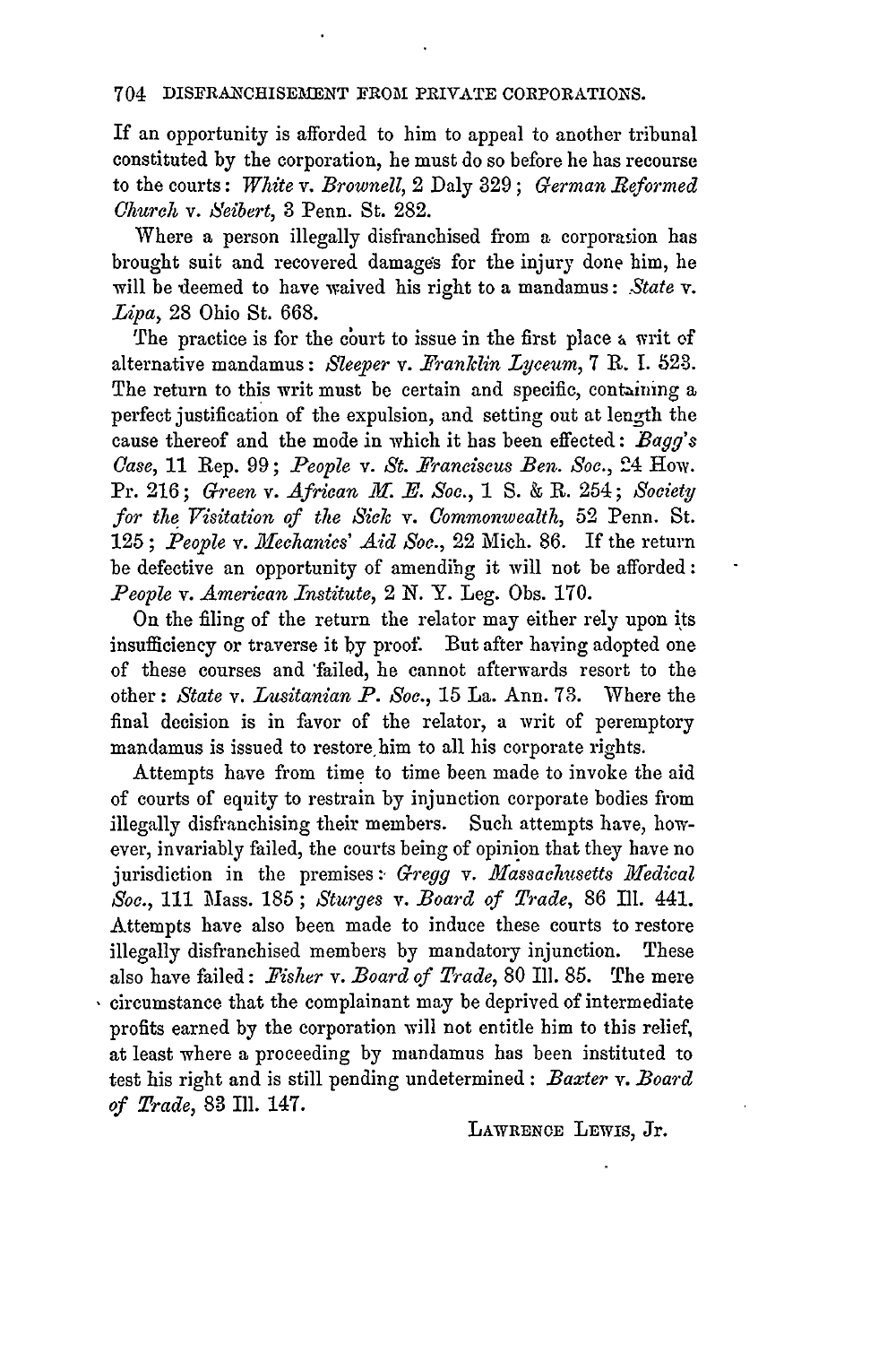If an opportunity is afforded to him to appeal to another tribunal constituted by the corporation, he must do so before he has recourse to the courts: *White* v. *Brownell*, 2 Daly 329; *German Reformed Church* v. *Seibert*, 3 Penn. St. 282.

Where a person illegally disfranchised from a corporation has brought suit and recovered damages for the injury done him, he will be deemed to have waived his right to a mandamus: *State* v. *Lipa*, 28 Ohio St. 668.

The practice is for the court to issue in the first place a writ of alternative mandamus: *Sleeper* v. *Franklin Lyceum*, 7 R. I. 523. The return to this writ must be certain and specific, containing a perfect justification of the expulsion, and setting out at length the cause thereof and the mode in which it has been effected: *Bagg's Case*, 11 Rep. 99; *People* v. *St. Franciscus Ben. Soc.*, 24 How. Pr. 216; *Green* v. *African M. E. Soc.*, 1 S. & R. 254; *Society for the Visitation of the Sick* v. *Commonwealth*, 52 Penn. St. 125; *People* v. *Mechanics' Aid Soc.*, 22 Mich. 86. If the return be defective an opportunity of amending it will not be afforded: *People* v. *American Institute*, 2 N. Y. Leg. Obs. 170.

On the filing of the return the relator may either rely upon its insufficiency or traverse it by proof. But after having adopted one of these courses and failed, he cannot afterwards resort to the other: *State* v. *Lusitanian P. Soc.*, 15 La. Ann. 73. Where the final decision is in favor of the relator, a writ of peremptory mandamus is issued to restore him to all his corporate rights.

Attempts have from time to time been made to invoke the aid of courts of equity to restrain by injunction corporate bodies from illegally disfranchising their members. Such attempts have, however, invariably failed, the courts being of opinion that they have no jurisdiction in the premises: *Gregg* v. *Massachusetts Medical Soc.*, 111 Mass. 185; *Sturges* v. *Board of Trade*, 86 Ill. 441. Attempts have also been made to induce these courts to restore illegally disfranchised members by mandatory injunction. These also have failed: *Fisher* v. *Board of Trade*, 80 Ill. 85. The mere circumstance that the complainant may be deprived of intermediate profits earned by the corporation will not entitle him to this relief, at least where a proceeding by mandamus has been instituted to test his right and is still pending undetermined: *Baxter* v. *Board of Trade*, 83 Ill. 147.

LAWRENCE LEWIS, Jr.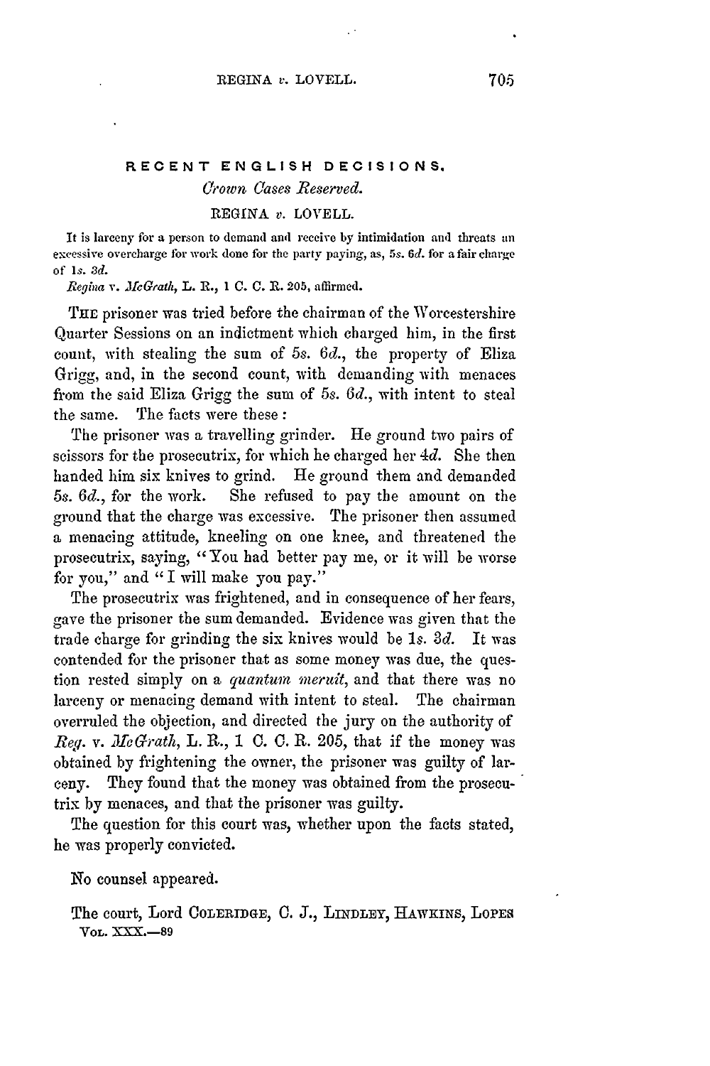## RECENT ENGLISH DECISIONS.

### *Crown Cases Reserved.*

### REGINA *v.* LOVELL.

It is larceny for a person to demand and receive by intimidation and threats an excessive overcharge for work done for the party paying, as, 5*s.* 6*d.* for a fair charge of 1*s.* 3*d.*

*Regina* v. *McGrath*, L. R., 1 C. C. R. 205, affirmed.

THE prisoner was tried before the chairman of the Worcestershire Quarter Sessions on an indictment which charged him, in the first count, with stealing the sum of 5*s.* 6*d.*, the property of Eliza Grigg, and, in the second count, with demanding with menaces from the said Eliza Grigg the sum of 5*s.* 6*d.*, with intent to steal the same. The facts were these:

The prisoner was a travelling grinder. He ground two pairs of scissors for the prosecutrix, for which he charged her 4*d.* She then handed him six knives to grind. He ground them and demanded 5*s.* 6*d.*, for the work. She refused to pay the amount on the ground that the charge was excessive. The prisoner then assumed a menacing attitude, kneeling on one knee, and threatened the prosecutrix, saying, "You had better pay me, or it will be worse for you," and "I will make you pay."

The prosecutrix was frightened, and in consequence of her fears, gave the prisoner the sum demanded. Evidence was given that the trade charge for grinding the six knives would be 1*s.* 3*d.* It was contended for the prisoner that as some money was due, the question rested simply on a *quantum meruit*, and that there was no larceny or menacing demand with intent to steal. The chairman overruled the objection, and directed the jury on the authority of *Reg.* v. *McGrath*, L. R., 1 C. C. R. 205, that if the money was obtained by frightening the owner, the prisoner was guilty of larceny. They found that the money was obtained from the prosecutrix by menaces, and that the prisoner was guilty.

The question for this court was, whether upon the facts stated, he was properly convicted.

No counsel appeared.

The court, Lord COLERIDGE, C. J., LINDLEY, HAWKINS, LOPES

VOL. XXX.—89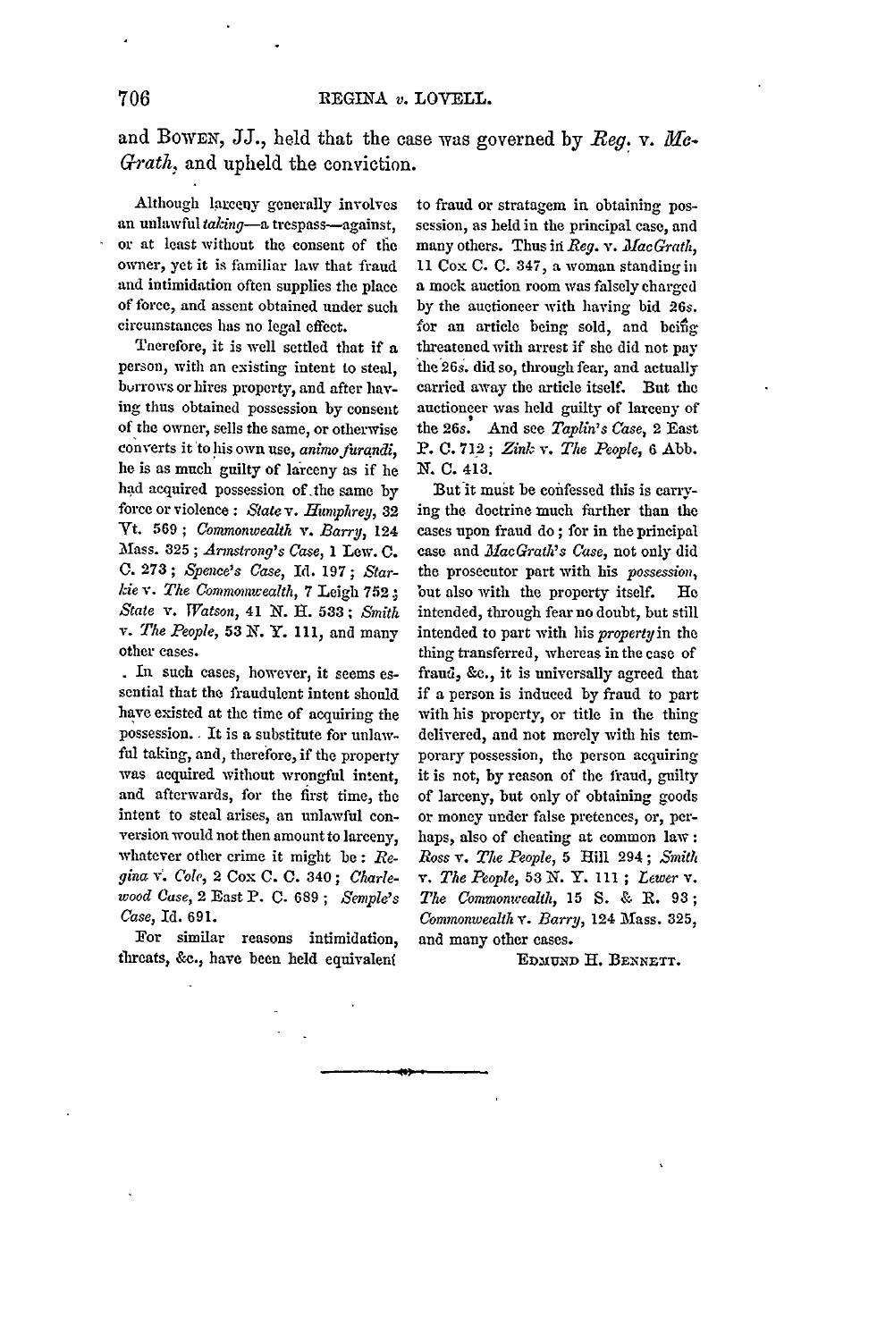and BOWEN, JJ., held that the case was governed by *Reg.* v. *McGrath*, and upheld the conviction.

Although larceny generally involves an unlawful *taking*—a trespass—against, or at least without the consent of the owner, yet it is familiar law that fraud and intimidation often supplies the place of force, and assent obtained under such circumstances has no legal effect.

Therefore, it is well settled that if a person, with an existing intent to steal, borrows or hires property, and after having thus obtained possession by consent of the owner, sells the same, or otherwise converts it to his own use, *animo furandi*, he is as much guilty of larceny as if he had acquired possession of the same by force or violence: *State* v. *Humphrey*, 32 Vt. 569; *Commonwealth* v. *Barry*, 124 Mass. 325; *Armstrong's Case*, 1 Lew. C. C. 273; *Spence's Case*, Id. 197; *Starkie* v. *The Commonwealth*, 7 Leigh 752; *State* v. *Watson*, 41 N. H. 533; *Smith* v. *The People*, 53 N. Y. 111, and many other cases.

In such cases, however, it seems essential that the fraudulent intent should have existed at the time of acquiring the possession. It is a substitute for unlawful taking, and, therefore, if the property was acquired without wrongful intent, and afterwards, for the first time, the intent to steal arises, an unlawful conversion would not then amount to larceny, whatever other crime it might be: *Regina* v. *Cole*, 2 Cox C. C. 340; *Charlewood Case*, 2 East P. C. 689; *Semple's Case*, Id. 691.

For similar reasons intimidation, threats, &c., have been held equivalent to fraud or stratagem in obtaining possession, as held in the principal case, and many others. Thus in *Reg.* v. *MacGrath*, 11 Cox C. C. 347, a woman standing in a mock auction room was falsely charged by the auctioneer with having bid 26*s.* for an article being sold, and being threatened with arrest if she did not pay the 26*s.* did so, through fear, and actually carried away the article itself. But the auctioneer was held guilty of larceny of the 26*s.* And see *Taplin's Case*, 2 East P. C. 712; *Zink* v. *The People*, 6 Abb. N. C. 413.

But it must be confessed this is carrying the doctrine much farther than the cases upon fraud do; for in the principal case and *MacGrath's Case*, not only did the prosecutor part with his *possession*, but also with the property itself. He intended, through fear no doubt, but still intended to part with his *property* in the thing transferred, whereas in the case of fraud, &c., it is universally agreed that if a person is induced by fraud to part with his property, or title in the thing delivered, and not merely with his temporary possession, the person acquiring it is not, by reason of the fraud, guilty of larceny, but only of obtaining goods or money under false pretences, or, perhaps, also of cheating at common law: *Ross* v. *The People*, 5 Hill 294; *Smith* v. *The People*, 53 N. Y. 111; *Lewer* v. *The Commonwealth*, 15 S. & R. 93; *Commonwealth* v. *Barry*, 124 Mass. 325, and many other cases.

EDMUND H. BENNETT.